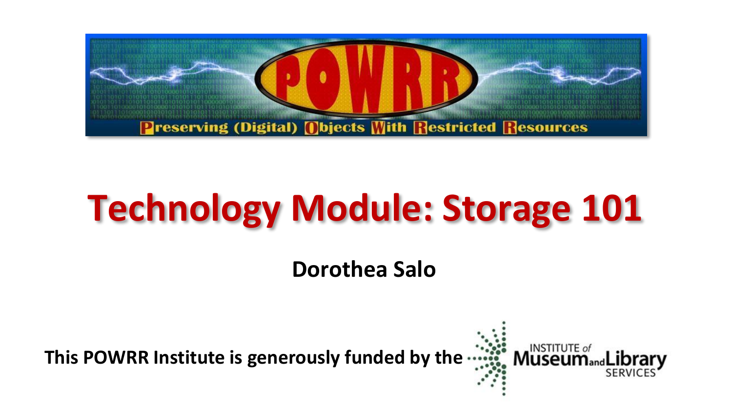# POWRR

Preserving (Digital) Objects With Restricted Resources

# Technology Module: Storage 101

**Dorothea Salo**

**This POWRR Institute is generously funded by the** Institute of Museum and Library Services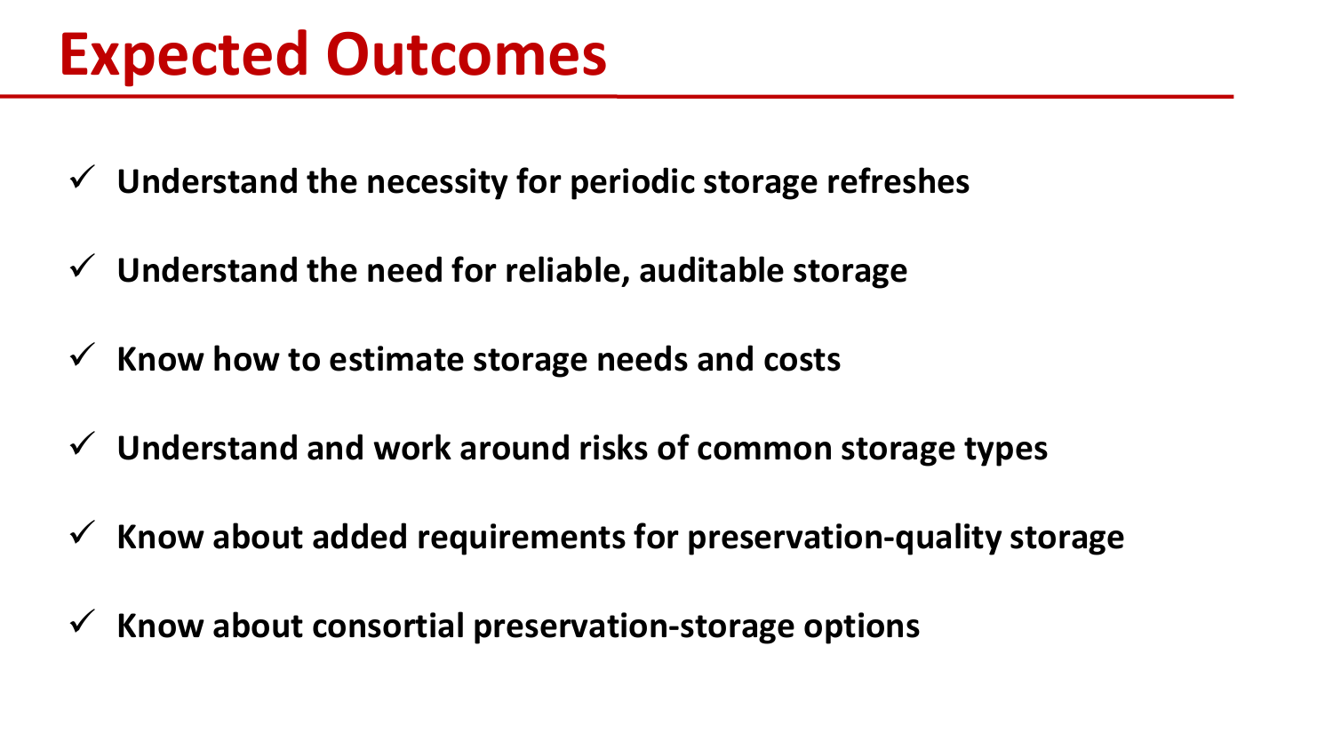# Expected Outcomes

- ✓ **Understand the necessity for periodic storage refreshes**
- ✓ **Understand the need for reliable, auditable storage**
- ✓ **Know how to estimate storage needs and costs**
- ✓ **Understand and work around risks of common storage types**
- ✓ **Know about added requirements for preservation-quality storage**
- ✓ **Know about consortial preservation-storage options**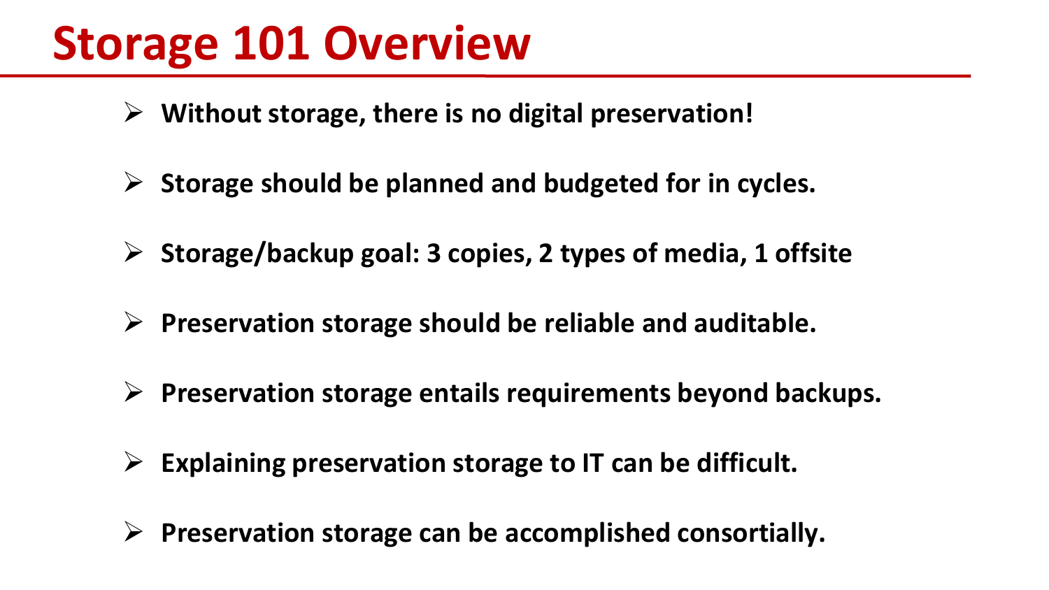# Storage 101 Overview

- **Without storage, there is no digital preservation!**
- **Storage should be planned and budgeted for in cycles.**
- **Storage/backup goal: 3 copies, 2 types of media, 1 offsite**
- **Preservation storage should be reliable and auditable.**
- **Preservation storage entails requirements beyond backups.**
- **Explaining preservation storage to IT can be difficult.**
- **Preservation storage can be accomplished consortially.**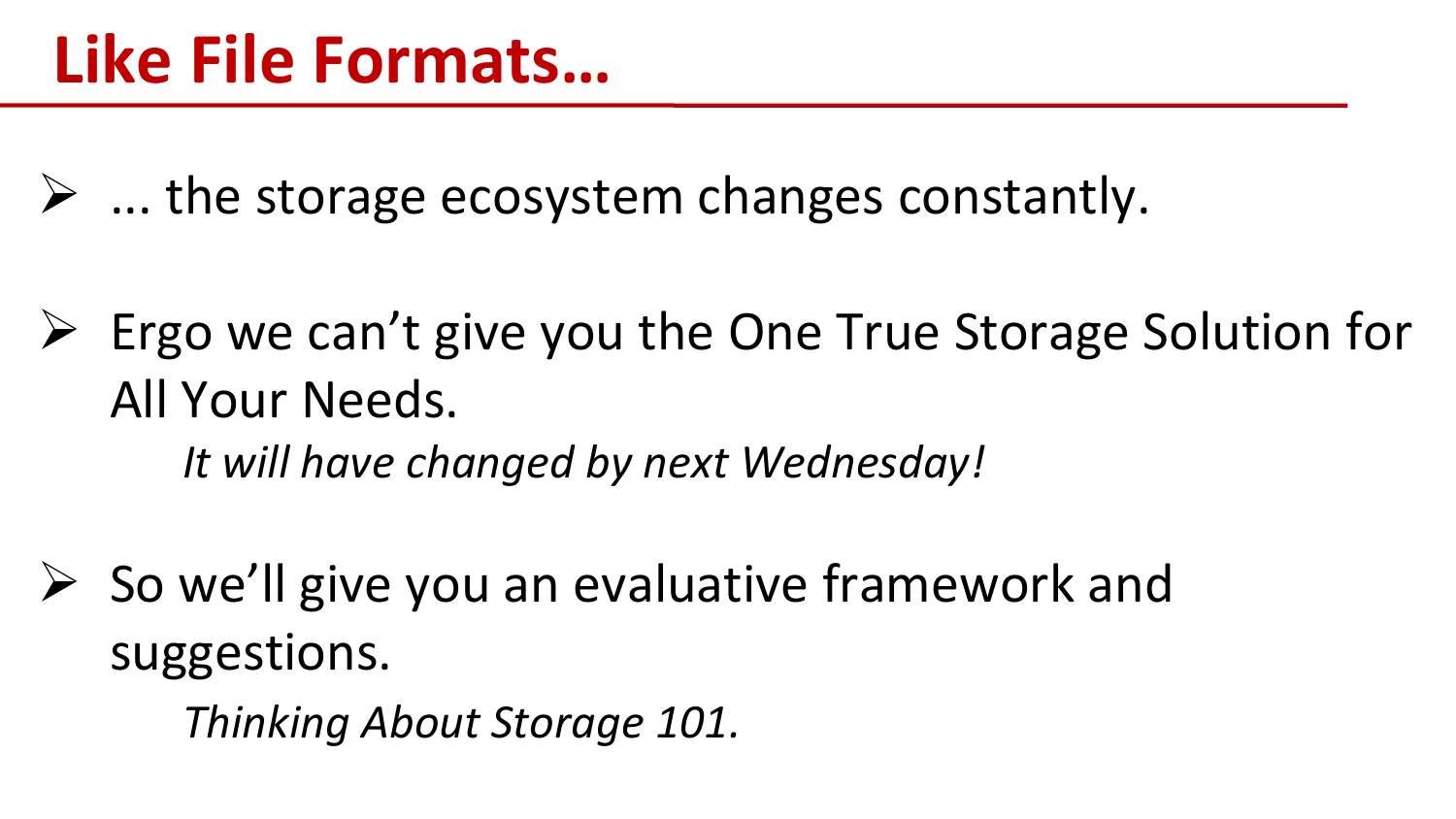# Like File Formats…

- ... the storage ecosystem changes constantly.

- Ergo we can’t give you the One True Storage Solution for All Your Needs.

  *It will have changed by next Wednesday!*

- So we’ll give you an evaluative framework and suggestions.

  *Thinking About Storage 101.*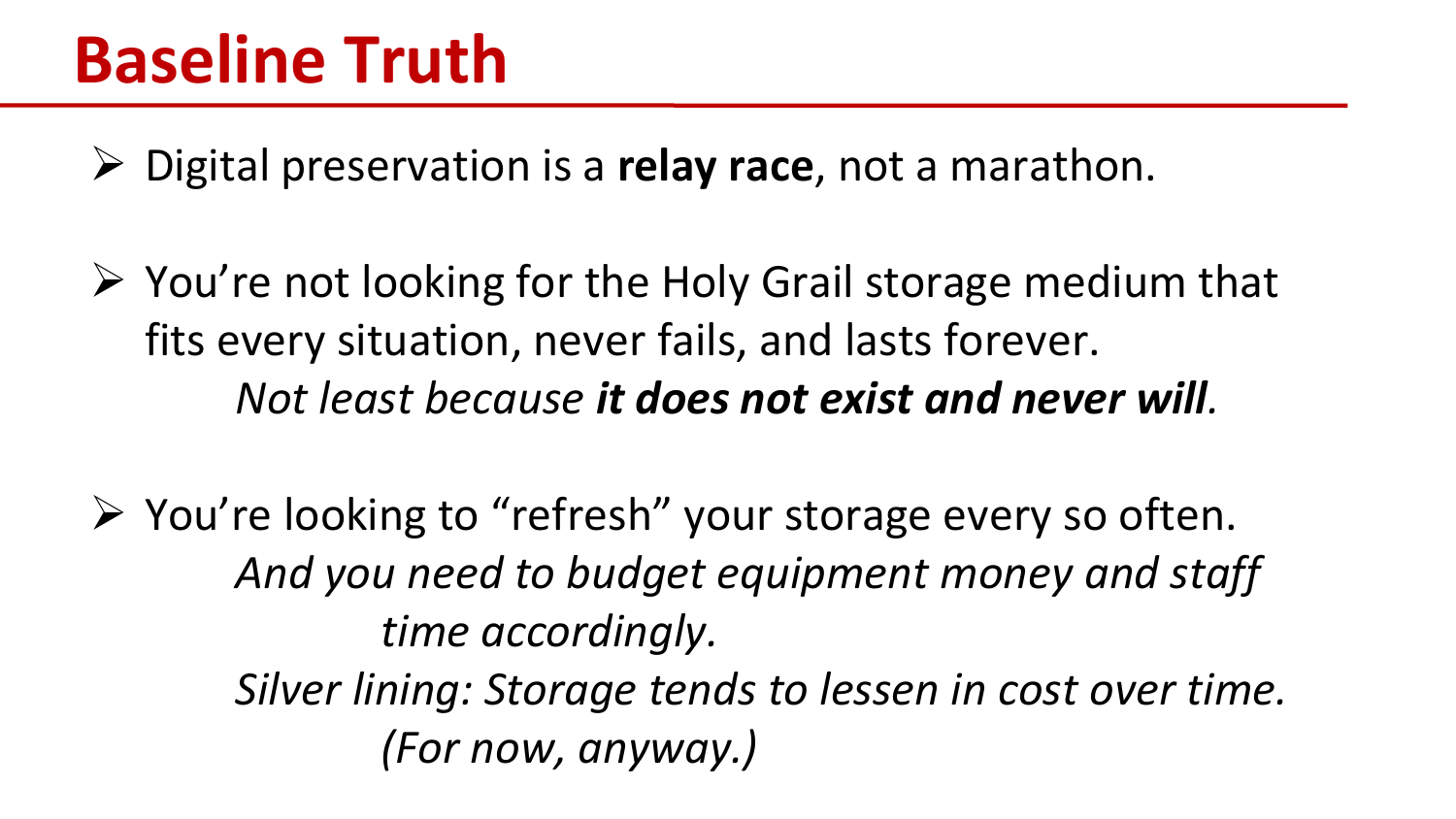# Baseline Truth

- Digital preservation is a **relay race**, not a marathon.

- You're not looking for the Holy Grail storage medium that fits every situation, never fails, and lasts forever.

  *Not least because **it does not exist and never will**.*

- You're looking to "refresh" your storage every so often.

  *And you need to budget equipment money and staff time accordingly.*

  *Silver lining: Storage tends to lessen in cost over time. (For now, anyway.)*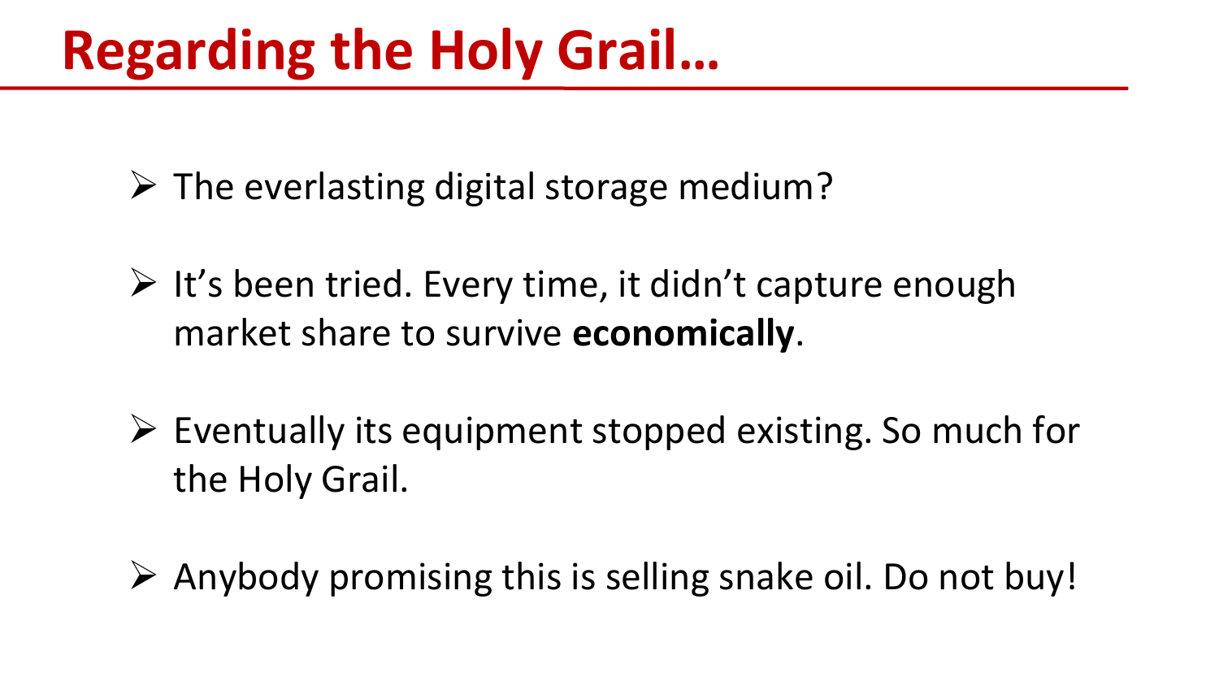# Regarding the Holy Grail…

- The everlasting digital storage medium?
- It's been tried. Every time, it didn't capture enough market share to survive **economically**.
- Eventually its equipment stopped existing. So much for the Holy Grail.
- Anybody promising this is selling snake oil. Do not buy!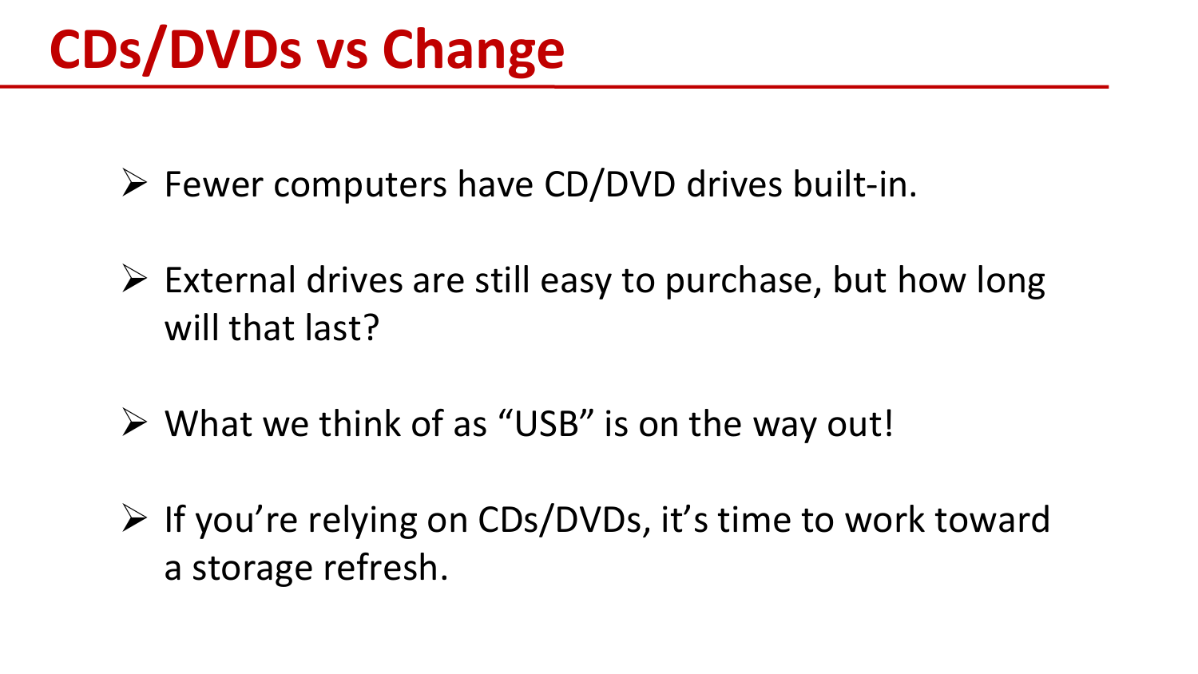# CDs/DVDs vs Change

- Fewer computers have CD/DVD drives built-in.
- External drives are still easy to purchase, but how long will that last?
- What we think of as “USB” is on the way out!
- If you’re relying on CDs/DVDs, it’s time to work toward a storage refresh.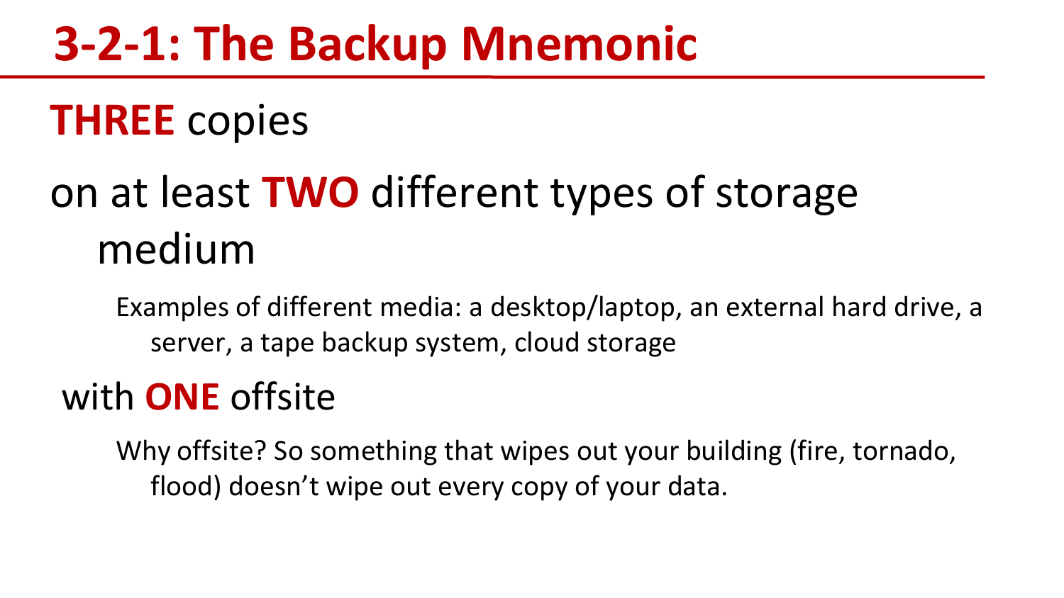# 3-2-1: The Backup Mnemonic

**THREE** copies

on at least **TWO** different types of storage medium

- Examples of different media: a desktop/laptop, an external hard drive, a server, a tape backup system, cloud storage

with **ONE** offsite

- Why offsite? So something that wipes out your building (fire, tornado, flood) doesn't wipe out every copy of your data.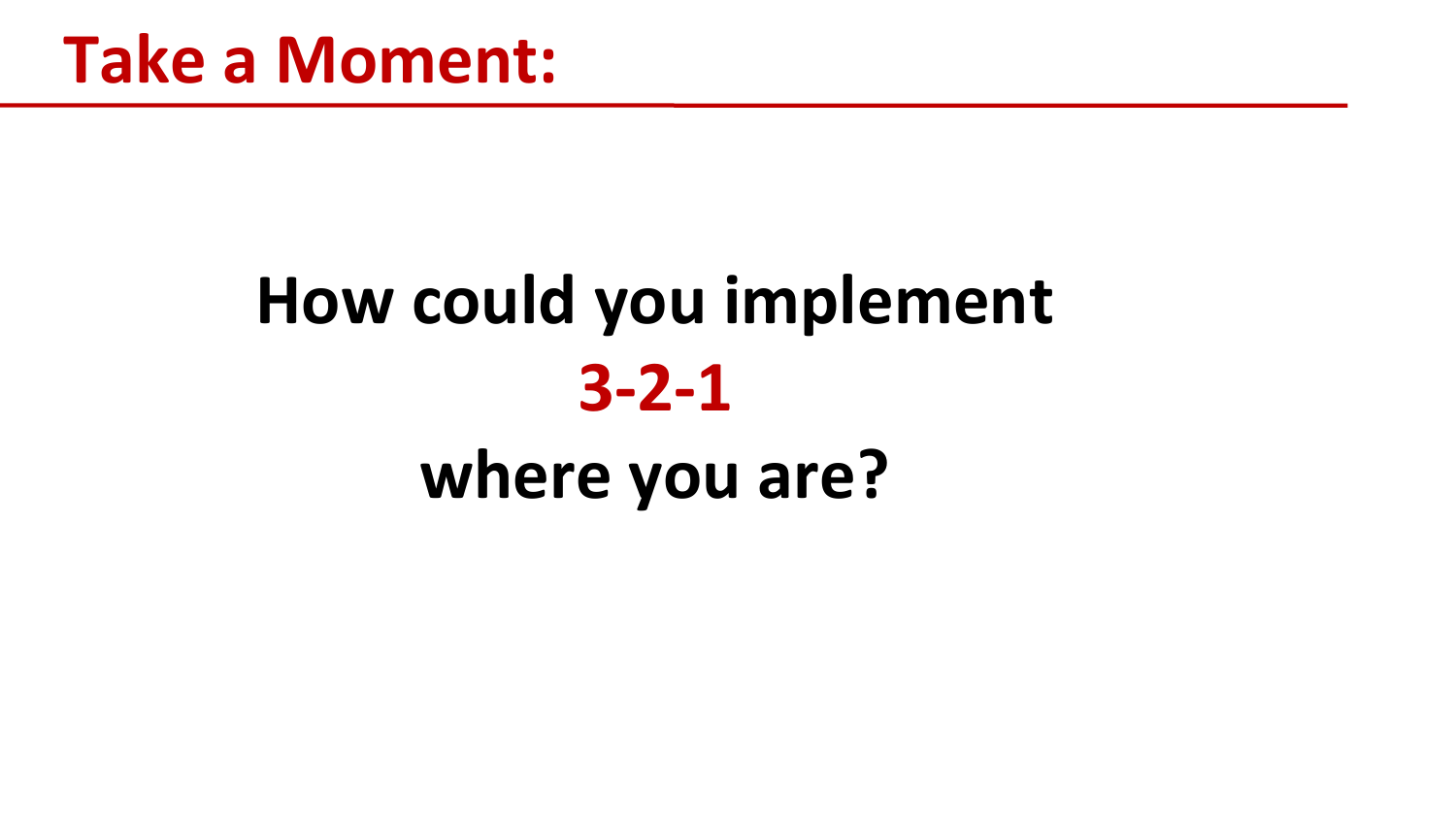# Take a Moment:

**How could you implement**

**3-2-1**

**where you are?**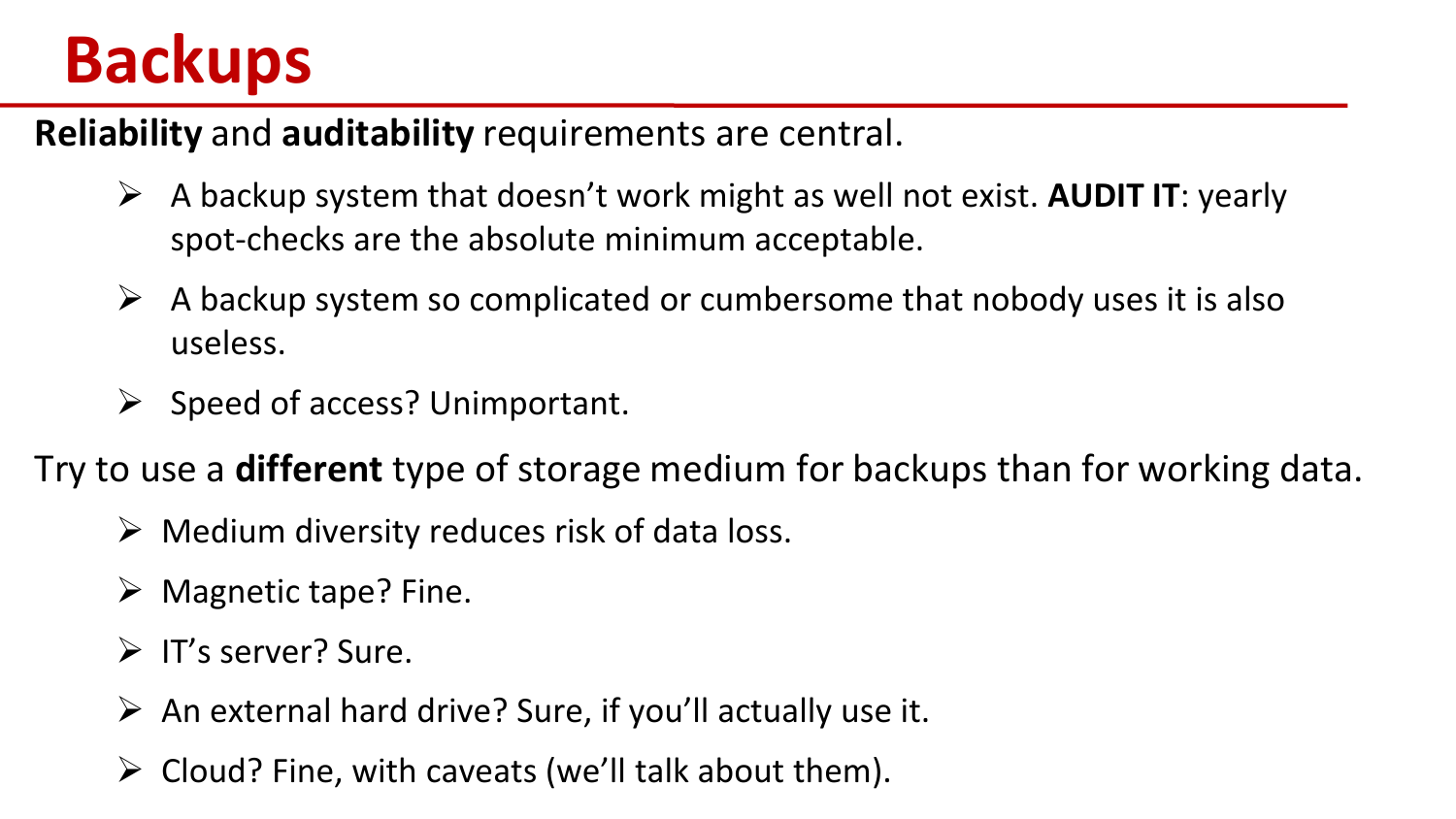# Backups

**Reliability** and **auditability** requirements are central.

- A backup system that doesn't work might as well not exist. **AUDIT IT**: yearly spot-checks are the absolute minimum acceptable.
- A backup system so complicated or cumbersome that nobody uses it is also useless.
- Speed of access? Unimportant.

Try to use a **different** type of storage medium for backups than for working data.

- Medium diversity reduces risk of data loss.
- Magnetic tape? Fine.
- IT's server? Sure.
- An external hard drive? Sure, if you'll actually use it.
- Cloud? Fine, with caveats (we'll talk about them).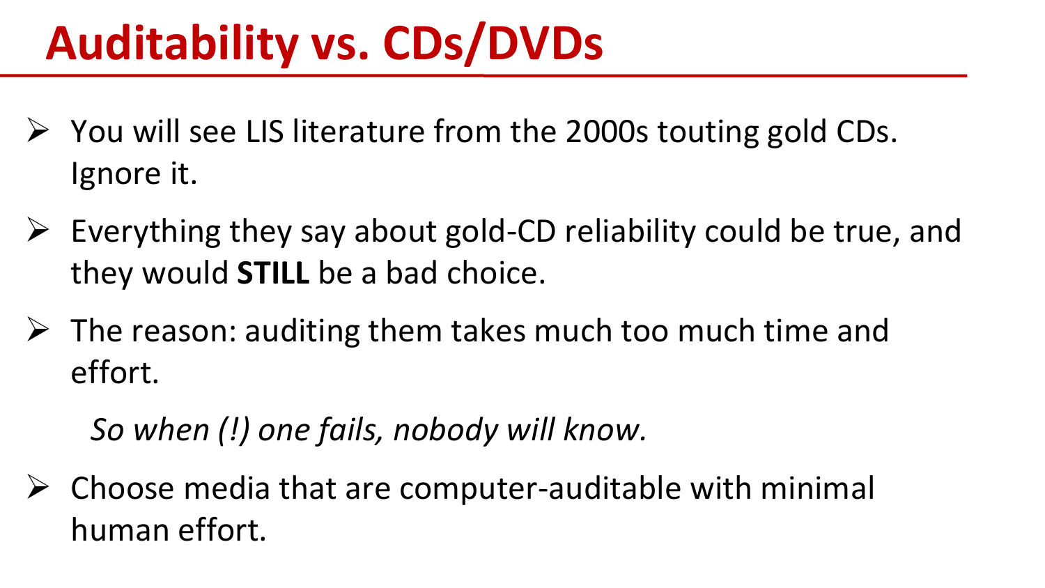# Auditability vs. CDs/DVDs

- You will see LIS literature from the 2000s touting gold CDs. Ignore it.
- Everything they say about gold-CD reliability could be true, and they would **STILL** be a bad choice.
- The reason: auditing them takes much too much time and effort.

  *So when (!) one fails, nobody will know.*

- Choose media that are computer-auditable with minimal human effort.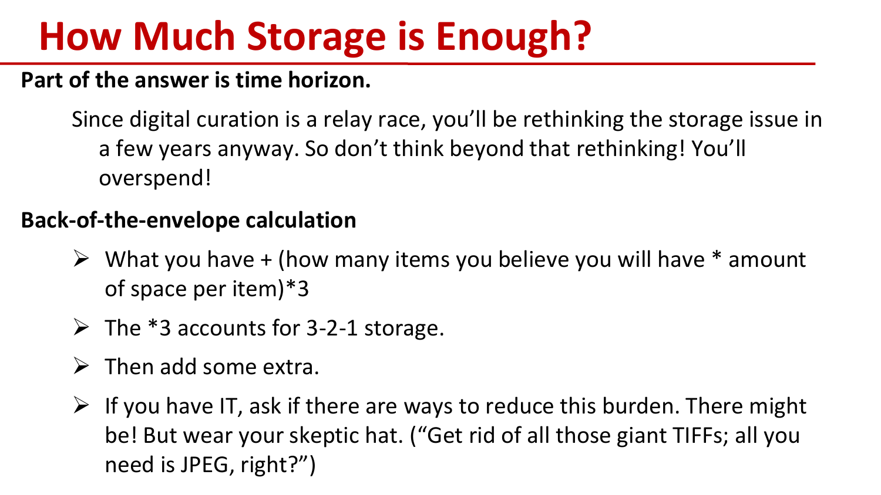# How Much Storage is Enough?

**Part of the answer is time horizon.**

Since digital curation is a relay race, you'll be rethinking the storage issue in a few years anyway. So don't think beyond that rethinking! You'll overspend!

**Back-of-the-envelope calculation**

- What you have + (how many items you believe you will have * amount of space per item)*3
- The *3 accounts for 3-2-1 storage.
- Then add some extra.
- If you have IT, ask if there are ways to reduce this burden. There might be! But wear your skeptic hat. ("Get rid of all those giant TIFFs; all you need is JPEG, right?")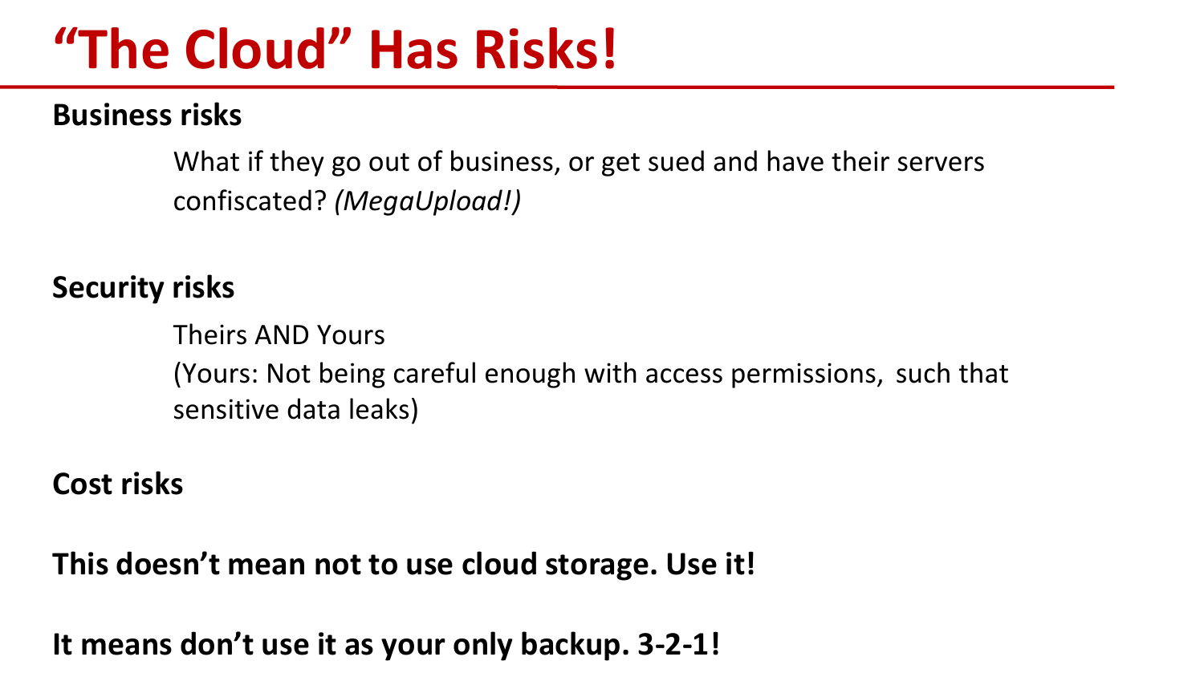# “The Cloud” Has Risks!

**Business risks**

What if they go out of business, or get sued and have their servers confiscated? *(MegaUpload!)*

**Security risks**

Theirs AND Yours

(Yours: Not being careful enough with access permissions, such that sensitive data leaks)

**Cost risks**

**This doesn’t mean not to use cloud storage. Use it!**

**It means don’t use it as your only backup. 3-2-1!**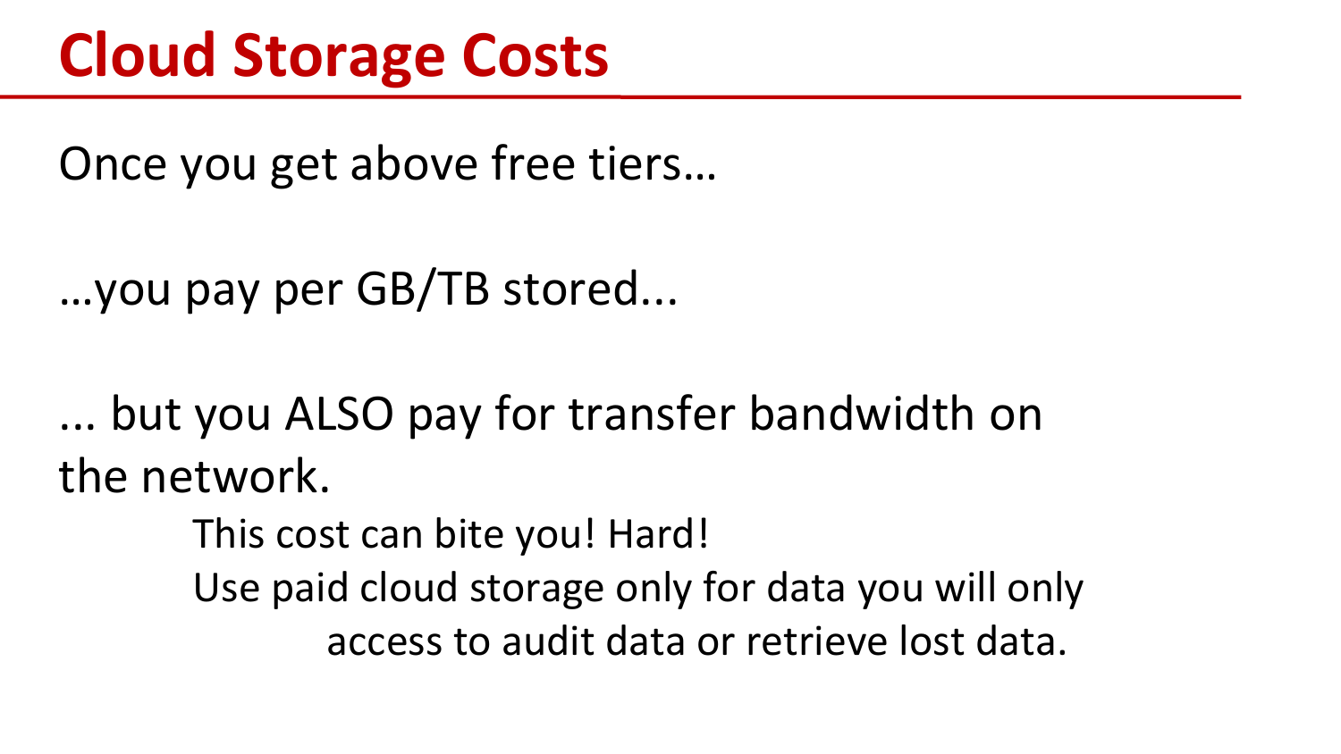# Cloud Storage Costs

Once you get above free tiers…

…you pay per GB/TB stored...

... but you ALSO pay for transfer bandwidth on the network.

- This cost can bite you! Hard!
- Use paid cloud storage only for data you will only
  - access to audit data or retrieve lost data.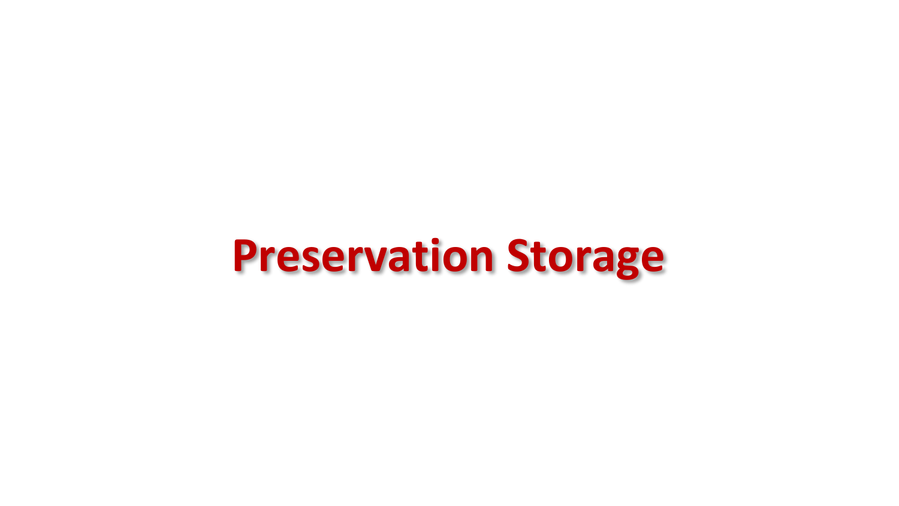# Preservation Storage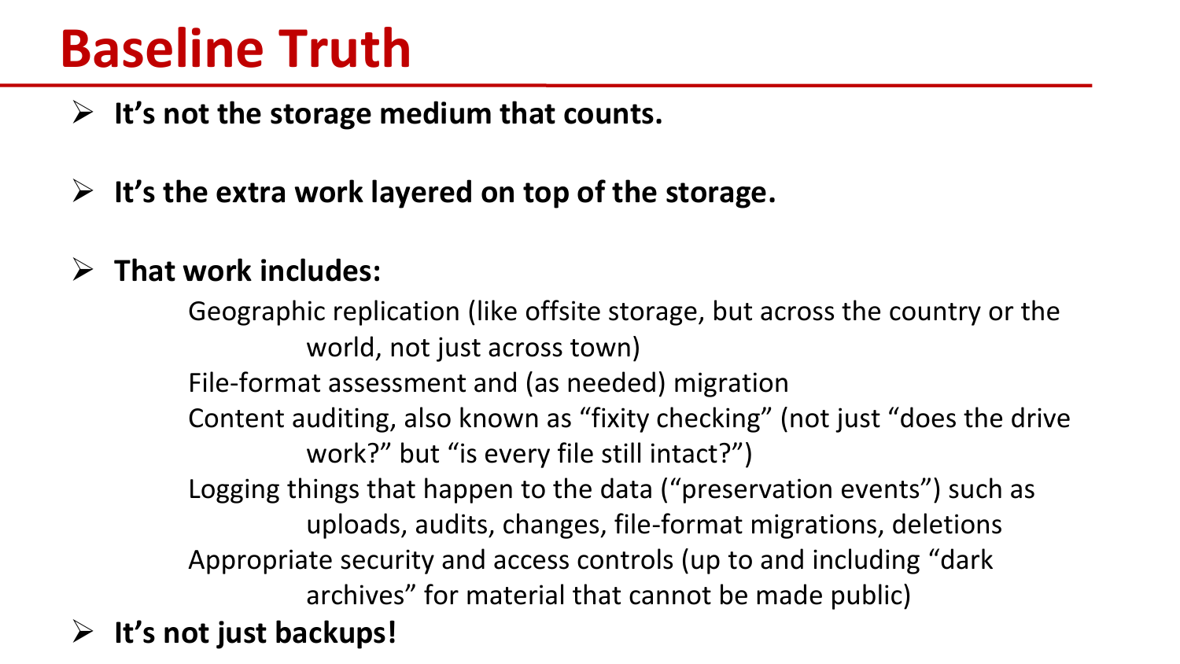# Baseline Truth

- **It's not the storage medium that counts.**
- **It's the extra work layered on top of the storage.**
- **That work includes:**
  - Geographic replication (like offsite storage, but across the country or the world, not just across town)
  - File-format assessment and (as needed) migration
  - Content auditing, also known as "fixity checking" (not just "does the drive work?" but "is every file still intact?")
  - Logging things that happen to the data ("preservation events") such as uploads, audits, changes, file-format migrations, deletions
  - Appropriate security and access controls (up to and including "dark archives" for material that cannot be made public)
- **It's not just backups!**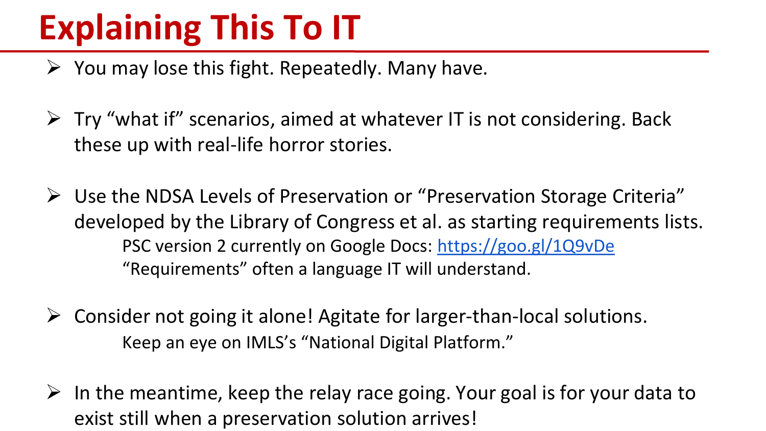# Explaining This To IT

- You may lose this fight. Repeatedly. Many have.
- Try "what if" scenarios, aimed at whatever IT is not considering. Back these up with real-life horror stories.
- Use the NDSA Levels of Preservation or "Preservation Storage Criteria" developed by the Library of Congress et al. as starting requirements lists.
  - PSC version 2 currently on Google Docs: [https://goo.gl/1Q9vDe](https://goo.gl/1Q9vDe)
  - "Requirements" often a language IT will understand.
- Consider not going it alone! Agitate for larger-than-local solutions.
  - Keep an eye on IMLS's "National Digital Platform."
- In the meantime, keep the relay race going. Your goal is for your data to exist still when a preservation solution arrives!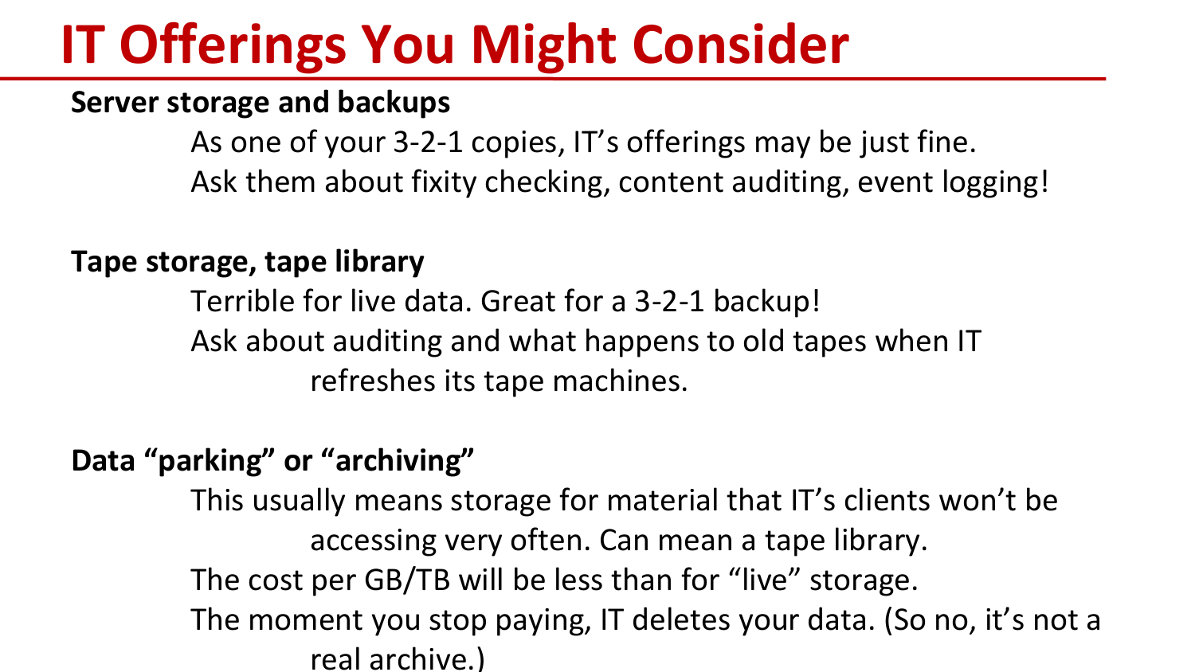# IT Offerings You Might Consider

**Server storage and backups**

As one of your 3-2-1 copies, IT's offerings may be just fine.

Ask them about fixity checking, content auditing, event logging!

**Tape storage, tape library**

Terrible for live data. Great for a 3-2-1 backup!

Ask about auditing and what happens to old tapes when IT refreshes its tape machines.

**Data "parking" or "archiving"**

This usually means storage for material that IT's clients won't be accessing very often. Can mean a tape library.

The cost per GB/TB will be less than for "live" storage.

The moment you stop paying, IT deletes your data. (So no, it's not a real archive.)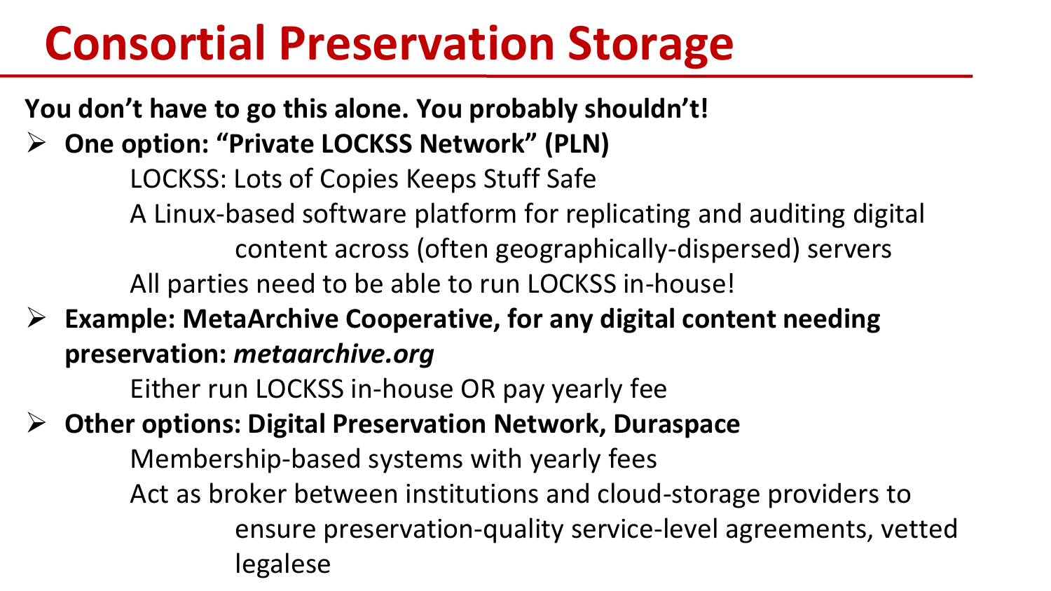# Consortial Preservation Storage

**You don't have to go this alone. You probably shouldn't!**

- **One option: "Private LOCKSS Network" (PLN)**
  - LOCKSS: Lots of Copies Keeps Stuff Safe
  - A Linux-based software platform for replicating and auditing digital content across (often geographically-dispersed) servers
  - All parties need to be able to run LOCKSS in-house!
- **Example: MetaArchive Cooperative, for any digital content needing preservation: *metaarchive.org***
  - Either run LOCKSS in-house OR pay yearly fee
- **Other options: Digital Preservation Network, Duraspace**
  - Membership-based systems with yearly fees
  - Act as broker between institutions and cloud-storage providers to ensure preservation-quality service-level agreements, vetted legalese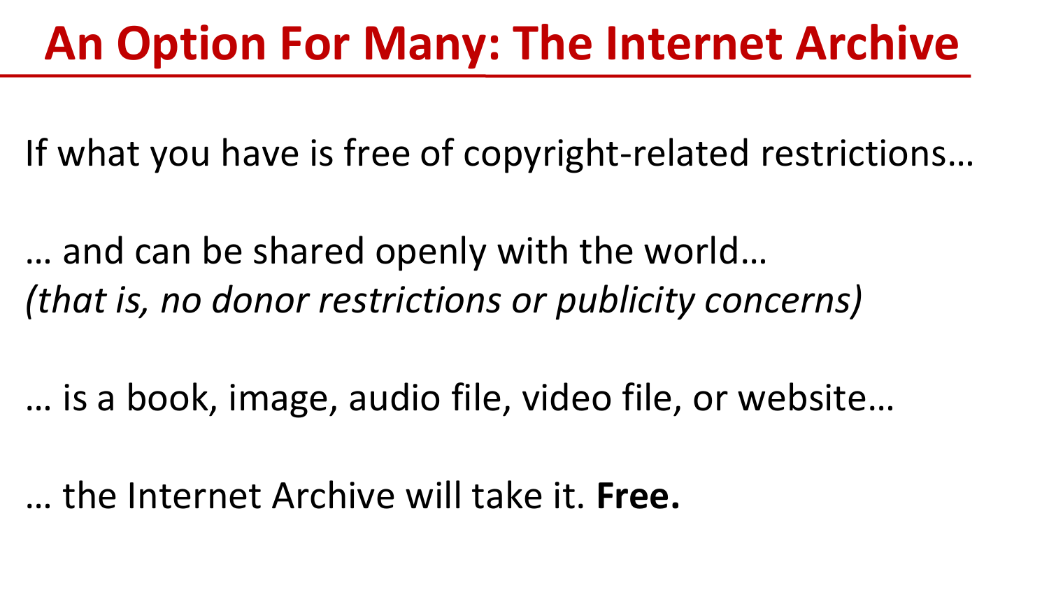# An Option For Many: The Internet Archive

If what you have is free of copyright-related restrictions…

… and can be shared openly with the world…
*(that is, no donor restrictions or publicity concerns)*

… is a book, image, audio file, video file, or website…

… the Internet Archive will take it. **Free.**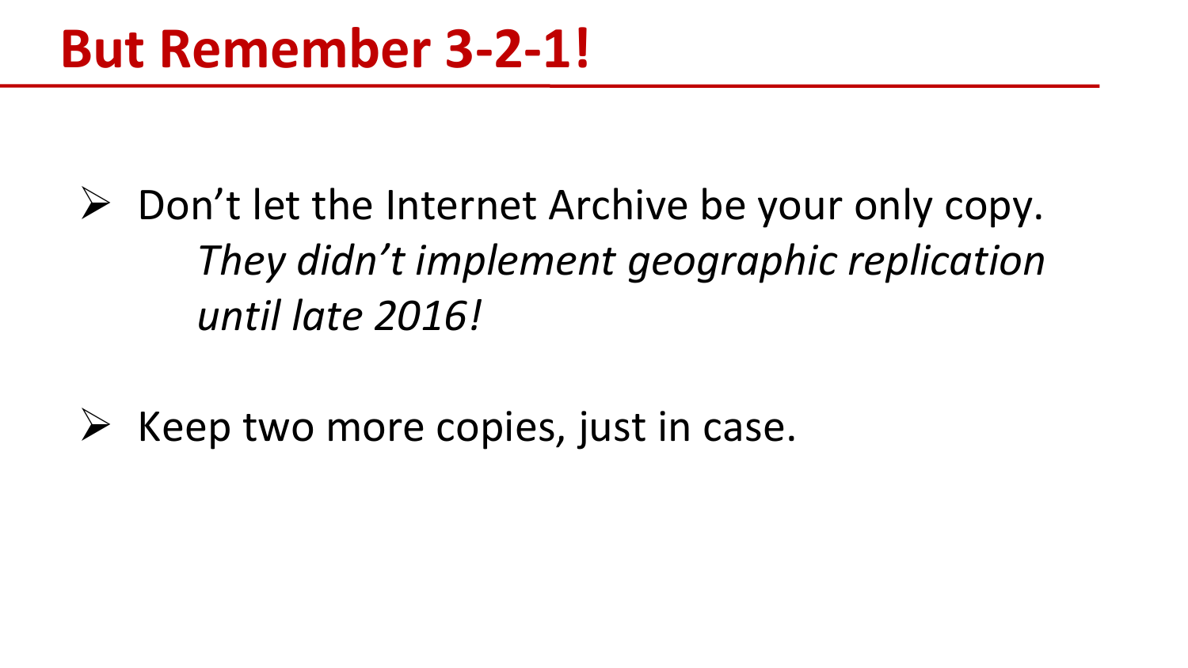# But Remember 3-2-1!

- Don't let the Internet Archive be your only copy.
  *They didn't implement geographic replication until late 2016!*

- Keep two more copies, just in case.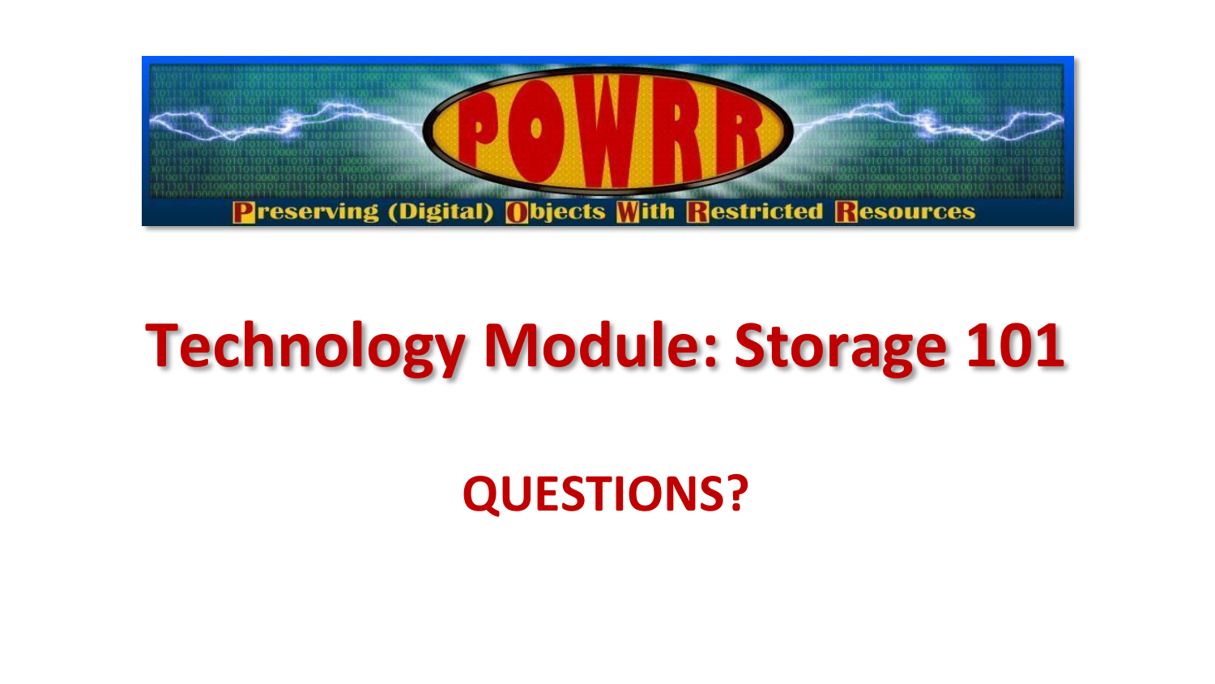POWRR

Preserving (Digital) Objects With Restricted Resources

# Technology Module: Storage 101

## QUESTIONS?